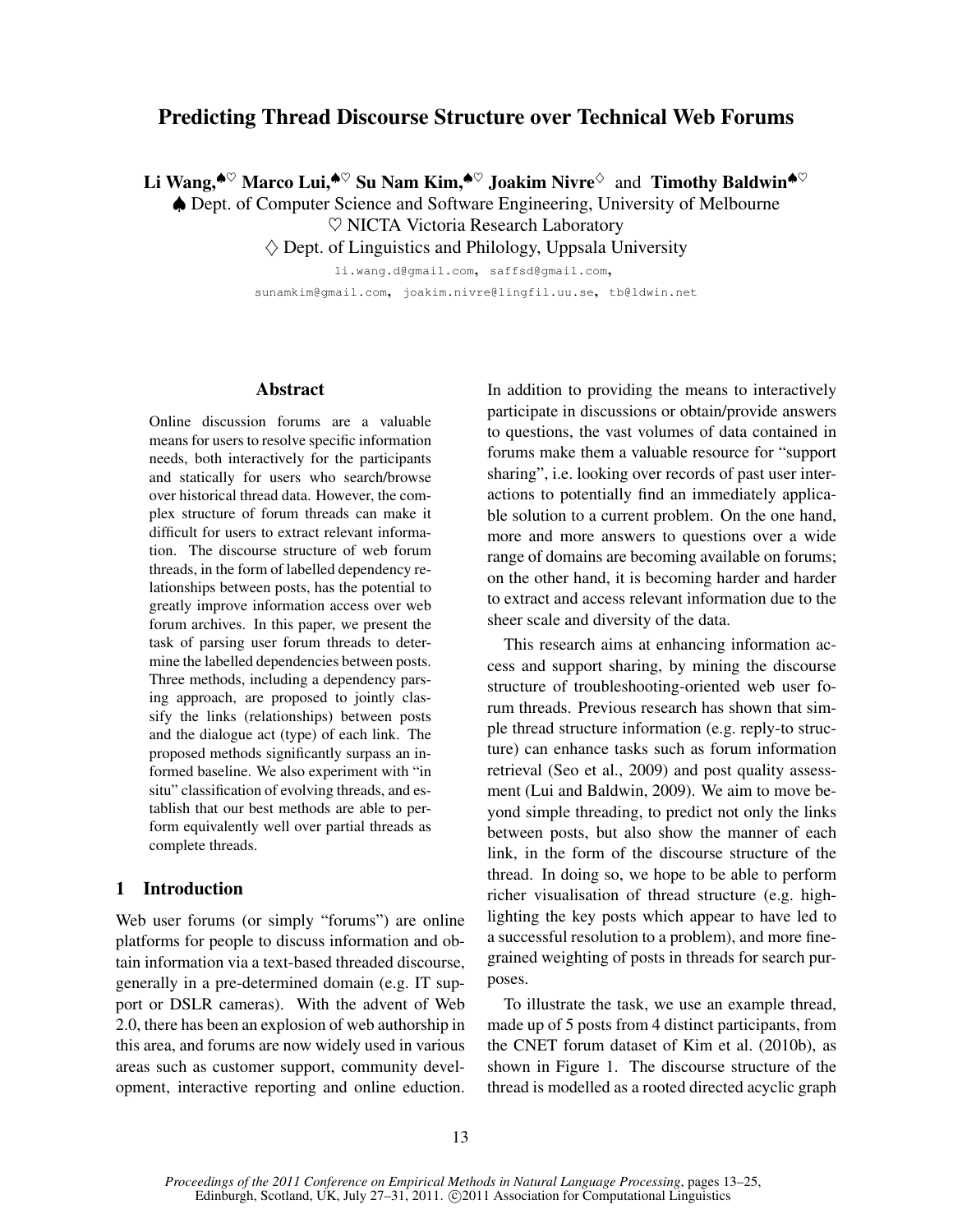# Predicting Thread Discourse Structure over Technical Web Forums

**Li Wang,**[♠♡] **Marco Lui,**[♠♡] **Su Nam Kim,**[♠♡] **Joakim Nivre**[♢] and **Timothy Baldwin**[♠♡]

♠ Dept. of Computer Science and Software Engineering, University of Melbourne
♡ NICTA Victoria Research Laboratory
♢ Dept. of Linguistics and Philology, Uppsala University

li.wang.d@gmail.com, saffsd@gmail.com, sunamkim@gmail.com, joakim.nivre@lingfil.uu.se, tb@ldwin.net

## Abstract

Online discussion forums are a valuable means for users to resolve specific information needs, both interactively for the participants and statically for users who search/browse over historical thread data. However, the complex structure of forum threads can make it difficult for users to extract relevant information. The discourse structure of web forum threads, in the form of labelled dependency relationships between posts, has the potential to greatly improve information access over web forum archives. In this paper, we present the task of parsing user forum threads to determine the labelled dependencies between posts. Three methods, including a dependency parsing approach, are proposed to jointly classify the links (relationships) between posts and the dialogue act (type) of each link. The proposed methods significantly surpass an informed baseline. We also experiment with "in situ" classification of evolving threads, and establish that our best methods are able to perform equivalently well over partial threads as complete threads.

## 1 Introduction

Web user forums (or simply "forums") are online platforms for people to discuss information and obtain information via a text-based threaded discourse, generally in a pre-determined domain (e.g. IT support or DSLR cameras). With the advent of Web 2.0, there has been an explosion of web authorship in this area, and forums are now widely used in various areas such as customer support, community development, interactive reporting and online eduction. In addition to providing the means to interactively participate in discussions or obtain/provide answers to questions, the vast volumes of data contained in forums make them a valuable resource for "support sharing", i.e. looking over records of past user interactions to potentially find an immediately applicable solution to a current problem. On the one hand, more and more answers to questions over a wide range of domains are becoming available on forums; on the other hand, it is becoming harder and harder to extract and access relevant information due to the sheer scale and diversity of the data.

This research aims at enhancing information access and support sharing, by mining the discourse structure of troubleshooting-oriented web user forum threads. Previous research has shown that simple thread structure information (e.g. reply-to structure) can enhance tasks such as forum information retrieval (Seo et al., 2009) and post quality assessment (Lui and Baldwin, 2009). We aim to move beyond simple threading, to predict not only the links between posts, but also show the manner of each link, in the form of the discourse structure of the thread. In doing so, we hope to be able to perform richer visualisation of thread structure (e.g. highlighting the key posts which appear to have led to a successful resolution to a problem), and more fine-grained weighting of posts in threads for search purposes.

To illustrate the task, we use an example thread, made up of 5 posts from 4 distinct participants, from the CNET forum dataset of Kim et al. (2010b), as shown in Figure 1. The discourse structure of the thread is modelled as a rooted directed acyclic graph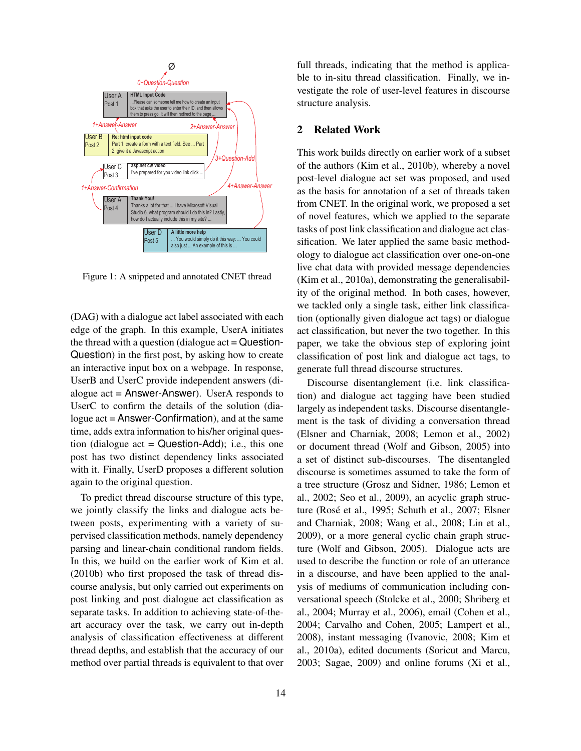Figure 1: A snippeted and annotated CNET thread

(DAG) with a dialogue act label associated with each edge of the graph. In this example, UserA initiates the thread with a question (dialogue act = Question-Question) in the first post, by asking how to create an interactive input box on a webpage. In response, UserB and UserC provide independent answers (dialogue act = Answer-Answer). UserA responds to UserC to confirm the details of the solution (dialogue act = Answer-Confirmation), and at the same time, adds extra information to his/her original question (dialogue act = Question-Add); i.e., this one post has two distinct dependency links associated with it. Finally, UserD proposes a different solution again to the original question.

To predict thread discourse structure of this type, we jointly classify the links and dialogue acts between posts, experimenting with a variety of supervised classification methods, namely dependency parsing and linear-chain conditional random fields. In this, we build on the earlier work of Kim et al. (2010b) who first proposed the task of thread discourse analysis, but only carried out experiments on post linking and post dialogue act classification as separate tasks. In addition to achieving state-of-the-art accuracy over the task, we carry out in-depth analysis of classification effectiveness at different thread depths, and establish that the accuracy of our method over partial threads is equivalent to that over full threads, indicating that the method is applicable to in-situ thread classification. Finally, we investigate the role of user-level features in discourse structure analysis.

## 2 Related Work

This work builds directly on earlier work of a subset of the authors (Kim et al., 2010b), whereby a novel post-level dialogue act set was proposed, and used as the basis for annotation of a set of threads taken from CNET. In the original work, we proposed a set of novel features, which we applied to the separate tasks of post link classification and dialogue act classification. We later applied the same basic methodology to dialogue act classification over one-on-one live chat data with provided message dependencies (Kim et al., 2010a), demonstrating the generalisability of the original method. In both cases, however, we tackled only a single task, either link classification (optionally given dialogue act tags) or dialogue act classification, but never the two together. In this paper, we take the obvious step of exploring joint classification of post link and dialogue act tags, to generate full thread discourse structures.

Discourse disentanglement (i.e. link classification) and dialogue act tagging have been studied largely as independent tasks. Discourse disentanglement is the task of dividing a conversation thread (Elsner and Charniak, 2008; Lemon et al., 2002) or document thread (Wolf and Gibson, 2005) into a set of distinct sub-discourses. The disentangled discourse is sometimes assumed to take the form of a tree structure (Grosz and Sidner, 1986; Lemon et al., 2002; Seo et al., 2009), an acyclic graph structure (Rosé et al., 1995; Schuth et al., 2007; Elsner and Charniak, 2008; Wang et al., 2008; Lin et al., 2009), or a more general cyclic chain graph structure (Wolf and Gibson, 2005). Dialogue acts are used to describe the function or role of an utterance in a discourse, and have been applied to the analysis of mediums of communication including conversational speech (Stolcke et al., 2000; Shriberg et al., 2004; Murray et al., 2006), email (Cohen et al., 2004; Carvalho and Cohen, 2005; Lampert et al., 2008), instant messaging (Ivanovic, 2008; Kim et al., 2010a), edited documents (Soricut and Marcu, 2003; Sagae, 2009) and online forums (Xi et al.,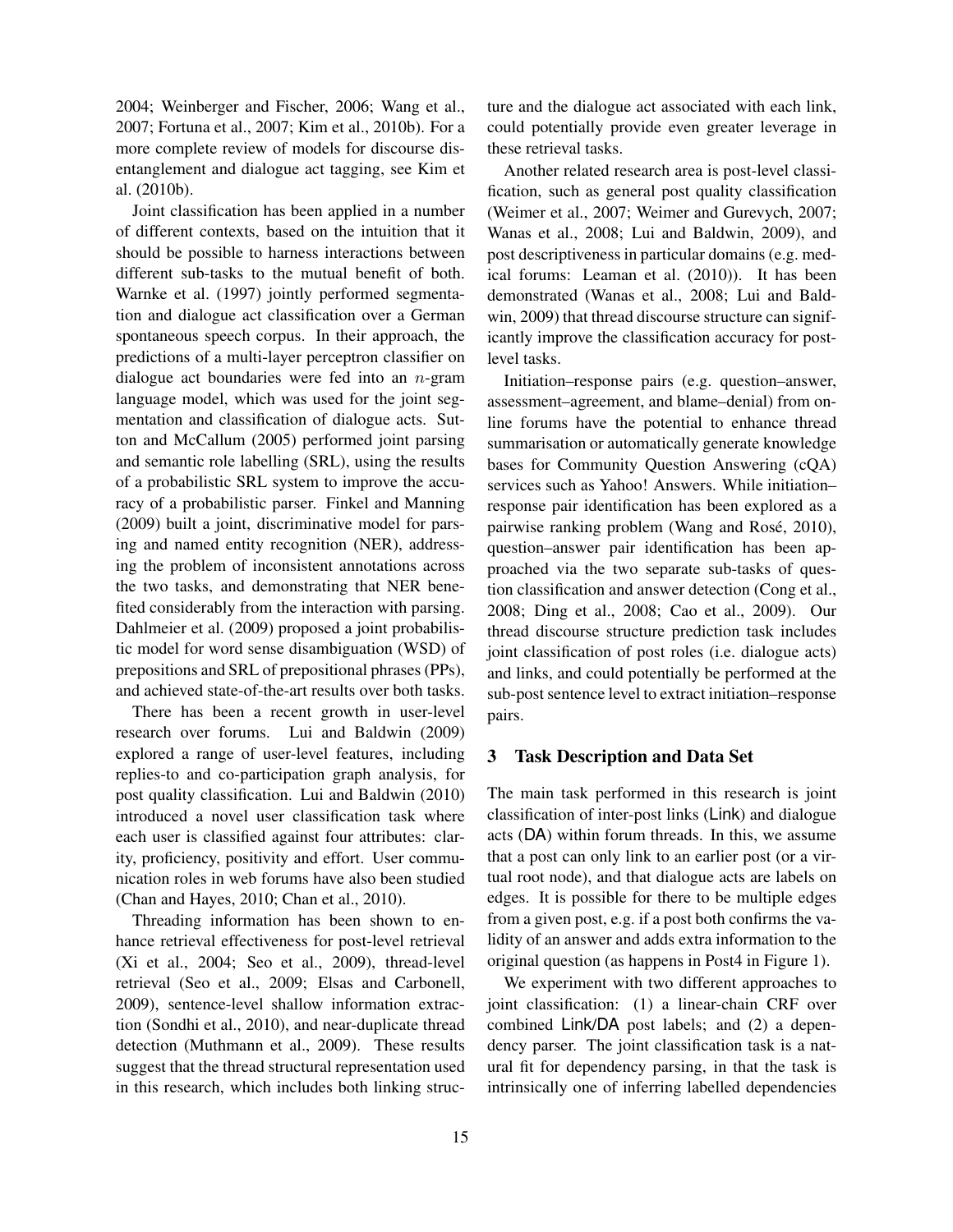2004; Weinberger and Fischer, 2006; Wang et al., 2007; Fortuna et al., 2007; Kim et al., 2010b). For a more complete review of models for discourse disentanglement and dialogue act tagging, see Kim et al. (2010b).

Joint classification has been applied in a number of different contexts, based on the intuition that it should be possible to harness interactions between different sub-tasks to the mutual benefit of both. Warnke et al. (1997) jointly performed segmentation and dialogue act classification over a German spontaneous speech corpus. In their approach, the predictions of a multi-layer perceptron classifier on dialogue act boundaries were fed into an $n$-gram language model, which was used for the joint segmentation and classification of dialogue acts. Sutton and McCallum (2005) performed joint parsing and semantic role labelling (SRL), using the results of a probabilistic SRL system to improve the accuracy of a probabilistic parser. Finkel and Manning (2009) built a joint, discriminative model for parsing and named entity recognition (NER), addressing the problem of inconsistent annotations across the two tasks, and demonstrating that NER benefited considerably from the interaction with parsing. Dahlmeier et al. (2009) proposed a joint probabilistic model for word sense disambiguation (WSD) of prepositions and SRL of prepositional phrases (PPs), and achieved state-of-the-art results over both tasks.

There has been a recent growth in user-level research over forums. Lui and Baldwin (2009) explored a range of user-level features, including replies-to and co-participation graph analysis, for post quality classification. Lui and Baldwin (2010) introduced a novel user classification task where each user is classified against four attributes: clarity, proficiency, positivity and effort. User communication roles in web forums have also been studied (Chan and Hayes, 2010; Chan et al., 2010).

Threading information has been shown to enhance retrieval effectiveness for post-level retrieval (Xi et al., 2004; Seo et al., 2009), thread-level retrieval (Seo et al., 2009; Elsas and Carbonell, 2009), sentence-level shallow information extraction (Sondhi et al., 2010), and near-duplicate thread detection (Muthmann et al., 2009). These results suggest that the thread structural representation used in this research, which includes both linking structure and the dialogue act associated with each link, could potentially provide even greater leverage in these retrieval tasks.

Another related research area is post-level classification, such as general post quality classification (Weimer et al., 2007; Weimer and Gurevych, 2007; Wanas et al., 2008; Lui and Baldwin, 2009), and post descriptiveness in particular domains (e.g. medical forums: Leaman et al. (2010)). It has been demonstrated (Wanas et al., 2008; Lui and Baldwin, 2009) that thread discourse structure can significantly improve the classification accuracy for post-level tasks.

Initiation–response pairs (e.g. question–answer, assessment–agreement, and blame–denial) from online forums have the potential to enhance thread summarisation or automatically generate knowledge bases for Community Question Answering (cQA) services such as Yahoo! Answers. While initiation–response pair identification has been explored as a pairwise ranking problem (Wang and Rosé, 2010), question–answer pair identification has been approached via the two separate sub-tasks of question classification and answer detection (Cong et al., 2008; Ding et al., 2008; Cao et al., 2009). Our thread discourse structure prediction task includes joint classification of post roles (i.e. dialogue acts) and links, and could potentially be performed at the sub-post sentence level to extract initiation–response pairs.

## 3 Task Description and Data Set

The main task performed in this research is joint classification of inter-post links (Link) and dialogue acts (DA) within forum threads. In this, we assume that a post can only link to an earlier post (or a virtual root node), and that dialogue acts are labels on edges. It is possible for there to be multiple edges from a given post, e.g. if a post both confirms the validity of an answer and adds extra information to the original question (as happens in Post4 in Figure 1).

We experiment with two different approaches to joint classification: (1) a linear-chain CRF over combined Link/DA post labels; and (2) a dependency parser. The joint classification task is a natural fit for dependency parsing, in that the task is intrinsically one of inferring labelled dependencies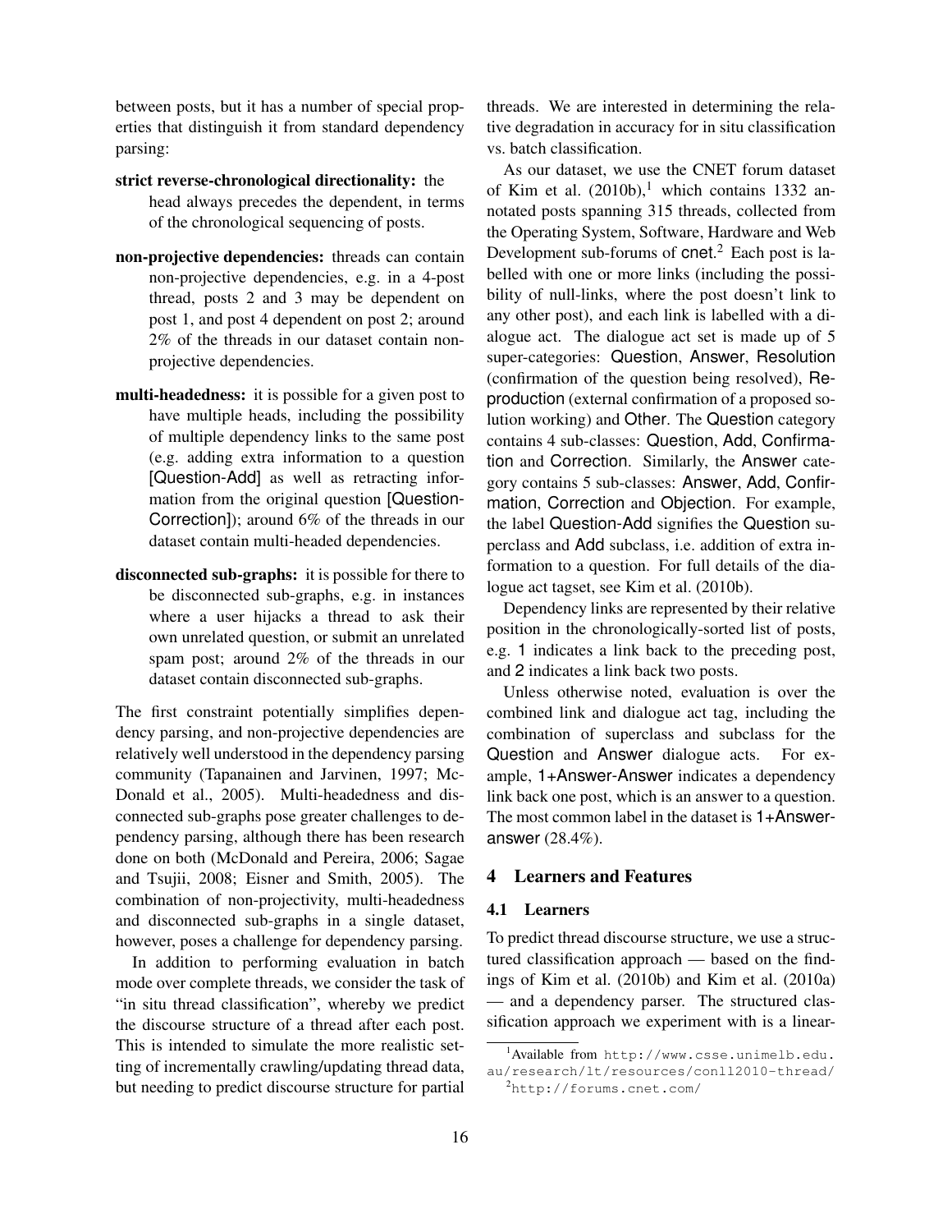between posts, but it has a number of special properties that distinguish it from standard dependency parsing:

**strict reverse-chronological directionality:** the head always precedes the dependent, in terms of the chronological sequencing of posts.

**non-projective dependencies:** threads can contain non-projective dependencies, e.g. in a 4-post thread, posts 2 and 3 may be dependent on post 1, and post 4 dependent on post 2; around 2% of the threads in our dataset contain non-projective dependencies.

**multi-headedness:** it is possible for a given post to have multiple heads, including the possibility of multiple dependency links to the same post (e.g. adding extra information to a question [Question-Add] as well as retracting information from the original question [Question-Correction]); around 6% of the threads in our dataset contain multi-headed dependencies.

**disconnected sub-graphs:** it is possible for there to be disconnected sub-graphs, e.g. in instances where a user hijacks a thread to ask their own unrelated question, or submit an unrelated spam post; around 2% of the threads in our dataset contain disconnected sub-graphs.

The first constraint potentially simplifies dependency parsing, and non-projective dependencies are relatively well understood in the dependency parsing community (Tapanainen and Jarvinen, 1997; McDonald et al., 2005). Multi-headedness and disconnected sub-graphs pose greater challenges to dependency parsing, although there has been research done on both (McDonald and Pereira, 2006; Sagae and Tsujii, 2008; Eisner and Smith, 2005). The combination of non-projectivity, multi-headedness and disconnected sub-graphs in a single dataset, however, poses a challenge for dependency parsing.

In addition to performing evaluation in batch mode over complete threads, we consider the task of "in situ thread classification", whereby we predict the discourse structure of a thread after each post. This is intended to simulate the more realistic setting of incrementally crawling/updating thread data, but needing to predict discourse structure for partial threads. We are interested in determining the relative degradation in accuracy for in situ classification vs. batch classification.

As our dataset, we use the CNET forum dataset of Kim et al. (2010b),[1] which contains 1332 annotated posts spanning 315 threads, collected from the Operating System, Software, Hardware and Web Development sub-forums of cnet.[2] Each post is labelled with one or more links (including the possibility of null-links, where the post doesn't link to any other post), and each link is labelled with a dialogue act. The dialogue act set is made up of 5 super-categories: Question, Answer, Resolution (confirmation of the question being resolved), Reproduction (external confirmation of a proposed solution working) and Other. The Question category contains 4 sub-classes: Question, Add, Confirmation and Correction. Similarly, the Answer category contains 5 sub-classes: Answer, Add, Confirmation, Correction and Objection. For example, the label Question-Add signifies the Question superclass and Add subclass, i.e. addition of extra information to a question. For full details of the dialogue act tagset, see Kim et al. (2010b).

Dependency links are represented by their relative position in the chronologically-sorted list of posts, e.g. 1 indicates a link back to the preceding post, and 2 indicates a link back two posts.

Unless otherwise noted, evaluation is over the combined link and dialogue act tag, including the combination of superclass and subclass for the Question and Answer dialogue acts. For example, 1+Answer-Answer indicates a dependency link back one post, which is an answer to a question. The most common label in the dataset is 1+Answer-answer (28.4%).

## 4 Learners and Features

### 4.1 Learners

To predict thread discourse structure, we use a structured classification approach — based on the findings of Kim et al. (2010b) and Kim et al. (2010a) — and a dependency parser. The structured classification approach we experiment with is a linear-

[1] Available from http://www.csse.unimelb.edu.au/research/lt/resources/conll2010-thread/

[2] http://forums.cnet.com/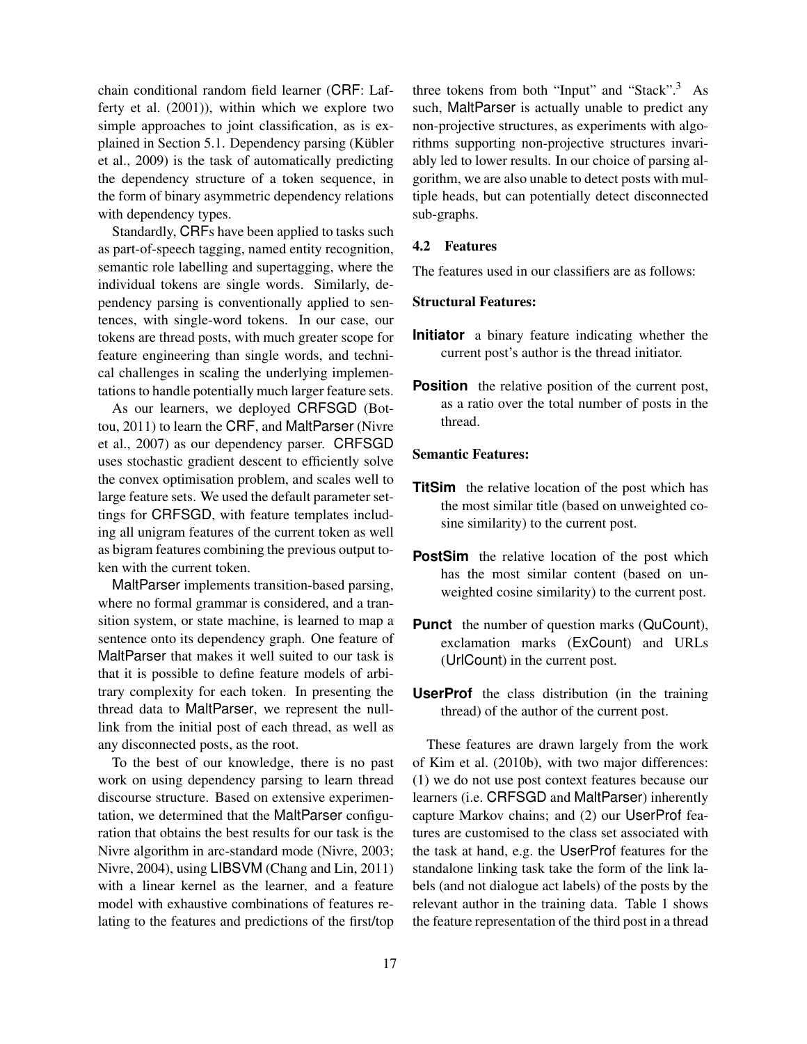chain conditional random field learner (CRF: Lafferty et al. (2001)), within which we explore two simple approaches to joint classification, as is explained in Section 5.1. Dependency parsing (Kübler et al., 2009) is the task of automatically predicting the dependency structure of a token sequence, in the form of binary asymmetric dependency relations with dependency types.

Standardly, CRFs have been applied to tasks such as part-of-speech tagging, named entity recognition, semantic role labelling and supertagging, where the individual tokens are single words. Similarly, dependency parsing is conventionally applied to sentences, with single-word tokens. In our case, our tokens are thread posts, with much greater scope for feature engineering than single words, and technical challenges in scaling the underlying implementations to handle potentially much larger feature sets.

As our learners, we deployed CRFSGD (Bottou, 2011) to learn the CRF, and MaltParser (Nivre et al., 2007) as our dependency parser. CRFSGD uses stochastic gradient descent to efficiently solve the convex optimisation problem, and scales well to large feature sets. We used the default parameter settings for CRFSGD, with feature templates including all unigram features of the current token as well as bigram features combining the previous output token with the current token.

MaltParser implements transition-based parsing, where no formal grammar is considered, and a transition system, or state machine, is learned to map a sentence onto its dependency graph. One feature of MaltParser that makes it well suited to our task is that it is possible to define feature models of arbitrary complexity for each token. In presenting the thread data to MaltParser, we represent the null-link from the initial post of each thread, as well as any disconnected posts, as the root.

To the best of our knowledge, there is no past work on using dependency parsing to learn thread discourse structure. Based on extensive experimentation, we determined that the MaltParser configuration that obtains the best results for our task is the Nivre algorithm in arc-standard mode (Nivre, 2003; Nivre, 2004), using LIBSVM (Chang and Lin, 2011) with a linear kernel as the learner, and a feature model with exhaustive combinations of features relating to the features and predictions of the first/top three tokens from both "Input" and "Stack".[3] As such, MaltParser is actually unable to predict any non-projective structures, as experiments with algorithms supporting non-projective structures invariably led to lower results. In our choice of parsing algorithm, we are also unable to detect posts with multiple heads, but can potentially detect disconnected sub-graphs.

### 4.2 Features

The features used in our classifiers are as follows:

**Structural Features:**

**Initiator** a binary feature indicating whether the current post's author is the thread initiator.

**Position** the relative position of the current post, as a ratio over the total number of posts in the thread.

**Semantic Features:**

**TitSim** the relative location of the post which has the most similar title (based on unweighted cosine similarity) to the current post.

**PostSim** the relative location of the post which has the most similar content (based on unweighted cosine similarity) to the current post.

**Punct** the number of question marks (QuCount), exclamation marks (ExCount) and URLs (UrlCount) in the current post.

**UserProf** the class distribution (in the training thread) of the author of the current post.

These features are drawn largely from the work of Kim et al. (2010b), with two major differences: (1) we do not use post context features because our learners (i.e. CRFSGD and MaltParser) inherently capture Markov chains; and (2) our UserProf features are customised to the class set associated with the task at hand, e.g. the UserProf features for the standalone linking task take the form of the link labels (and not dialogue act labels) of the posts by the relevant author in the training data. Table 1 shows the feature representation of the third post in a thread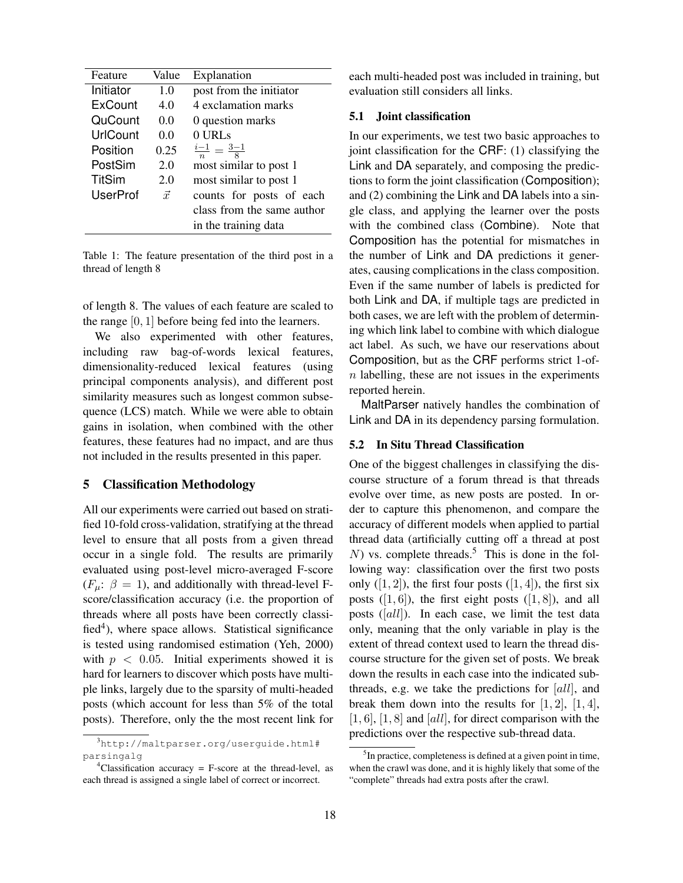| Feature | Value | Explanation |
|---|---|---|
| Initiator | 1.0 | post from the initiator |
| ExCount | 4.0 | 4 exclamation marks |
| QuCount | 0.0 | 0 question marks |
| UrlCount | 0.0 | 0 URLs |
| Position | 0.25 | $\frac{i-1}{n} = \frac{3-1}{8}$ |
| PostSim | 2.0 | most similar to post 1 |
| TitSim | 2.0 | most similar to post 1 |
| UserProf | $\vec{x}$ | counts for posts of each class from the same author in the training data |

Table 1: The feature presentation of the third post in a thread of length 8

of length 8. The values of each feature are scaled to the range $[0, 1]$ before being fed into the learners.

We also experimented with other features, including raw bag-of-words lexical features, dimensionality-reduced lexical features (using principal components analysis), and different post similarity measures such as longest common subsequence (LCS) match. While we were able to obtain gains in isolation, when combined with the other features, these features had no impact, and are thus not included in the results presented in this paper.

## 5 Classification Methodology

All our experiments were carried out based on stratified 10-fold cross-validation, stratifying at the thread level to ensure that all posts from a given thread occur in a single fold. The results are primarily evaluated using post-level micro-averaged F-score ($F_\mu$: $\beta = 1$), and additionally with thread-level F-score/classification accuracy (i.e. the proportion of threads where all posts have been correctly classified[4]), where space allows. Statistical significance is tested using randomised estimation (Yeh, 2000) with $p < 0.05$. Initial experiments showed it is hard for learners to discover which posts have multiple links, largely due to the sparsity of multi-headed posts (which account for less than 5% of the total posts). Therefore, only the the most recent link for each multi-headed post was included in training, but evaluation still considers all links.

### 5.1 Joint classification

In our experiments, we test two basic approaches to joint classification for the CRF: (1) classifying the Link and DA separately, and composing the predictions to form the joint classification (Composition); and (2) combining the Link and DA labels into a single class, and applying the learner over the posts with the combined class (Combine). Note that Composition has the potential for mismatches in the number of Link and DA predictions it generates, causing complications in the class composition. Even if the same number of labels is predicted for both Link and DA, if multiple tags are predicted in both cases, we are left with the problem of determining which link label to combine with which dialogue act label. As such, we have our reservations about Composition, but as the CRF performs strict 1-of-$n$ labelling, these are not issues in the experiments reported herein.

MaltParser natively handles the combination of Link and DA in its dependency parsing formulation.

### 5.2 In Situ Thread Classification

One of the biggest challenges in classifying the discourse structure of a forum thread is that threads evolve over time, as new posts are posted. In order to capture this phenomenon, and compare the accuracy of different models when applied to partial thread data (artificially cutting off a thread at post $N$) vs. complete threads.[5] This is done in the following way: classification over the first two posts only ($[1, 2]$), the first four posts ($[1, 4]$), the first six posts ($[1, 6]$), the first eight posts ($[1, 8]$), and all posts ($[all]$). In each case, we limit the test data only, meaning that the only variable in play is the extent of thread context used to learn the thread discourse structure for the given set of posts. We break down the results in each case into the indicated sub-threads, e.g. we take the predictions for $[all]$, and break them down into the results for $[1, 2]$, $[1, 4]$, $[1, 6]$, $[1, 8]$ and $[all]$, for direct comparison with the predictions over the respective sub-thread data.

[3] http://maltparser.org/userguide.html#parsingalg

[4] Classification accuracy = F-score at the thread-level, as each thread is assigned a single label of correct or incorrect.

[5] In practice, completeness is defined at a given point in time, when the crawl was done, and it is highly likely that some of the "complete" threads had extra posts after the crawl.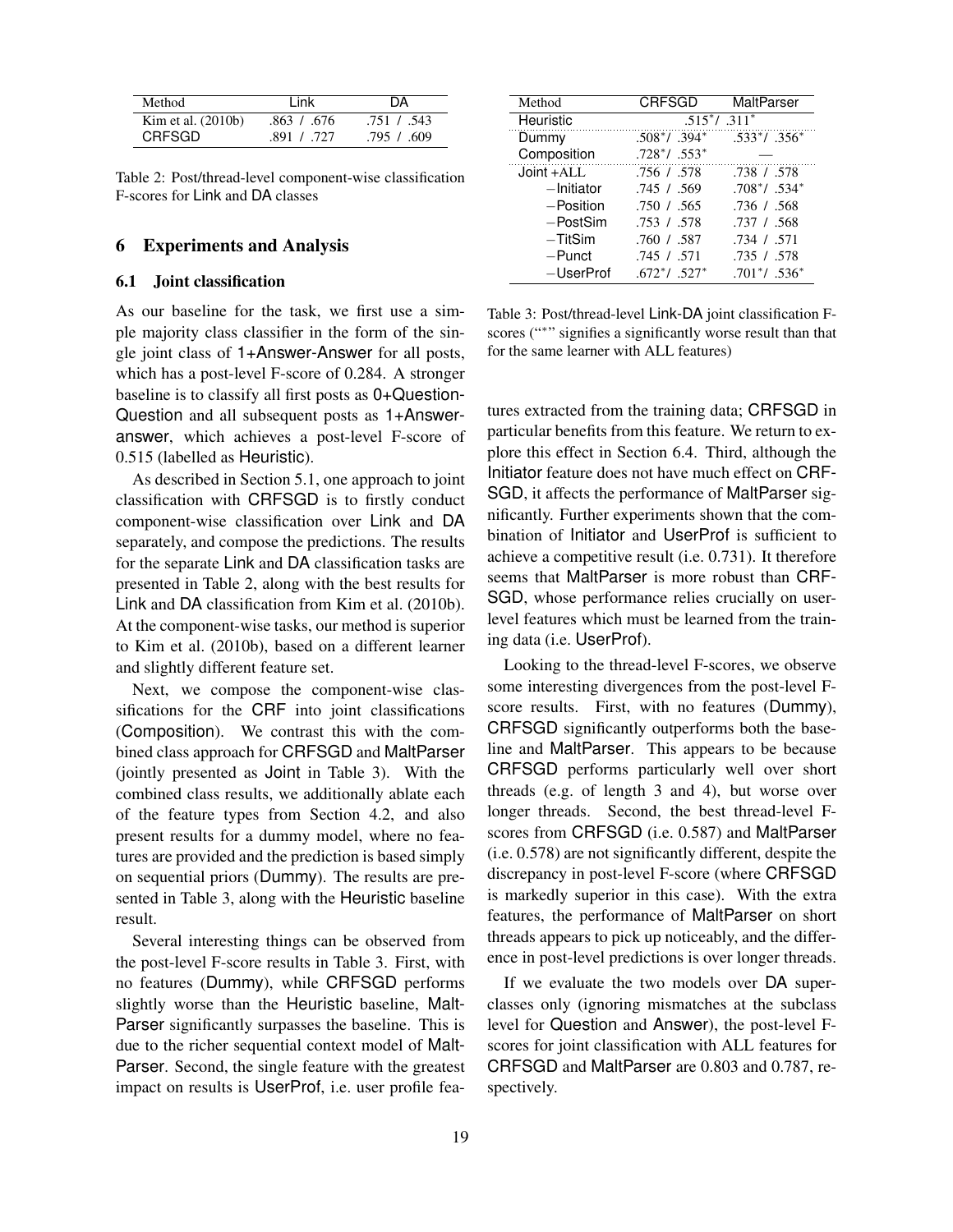| Method | Link | DA |
|---|---|---|
| Kim et al. (2010b) | .863 / .676 | .751 / .543 |
| CRFSGD | .891 / .727 | .795 / .609 |

Table 2: Post/thread-level component-wise classification F-scores for Link and DA classes

## 6 Experiments and Analysis

### 6.1 Joint classification

As our baseline for the task, we first use a simple majority class classifier in the form of the single joint class of 1+Answer-Answer for all posts, which has a post-level F-score of 0.284. A stronger baseline is to classify all first posts as 0+Question-Question and all subsequent posts as 1+Answer-answer, which achieves a post-level F-score of 0.515 (labelled as Heuristic).

As described in Section 5.1, one approach to joint classification with CRFSGD is to firstly conduct component-wise classification over Link and DA separately, and compose the predictions. The results for the separate Link and DA classification tasks are presented in Table 2, along with the best results for Link and DA classification from Kim et al. (2010b). At the component-wise tasks, our method is superior to Kim et al. (2010b), based on a different learner and slightly different feature set.

Next, we compose the component-wise classifications for the CRF into joint classifications (Composition). We contrast this with the combined class approach for CRFSGD and MaltParser (jointly presented as Joint in Table 3). With the combined class results, we additionally ablate each of the feature types from Section 4.2, and also present results for a dummy model, where no features are provided and the prediction is based simply on sequential priors (Dummy). The results are presented in Table 3, along with the Heuristic baseline result.

Several interesting things can be observed from the post-level F-score results in Table 3. First, with no features (Dummy), while CRFSGD performs slightly worse than the Heuristic baseline, MaltParser significantly surpasses the baseline. This is due to the richer sequential context model of MaltParser. Second, the single feature with the greatest impact on results is UserProf, i.e. user profile features extracted from the training data; CRFSGD in particular benefits from this feature. We return to explore this effect in Section 6.4. Third, although the Initiator feature does not have much effect on CRFSGD, it affects the performance of MaltParser significantly. Further experiments shown that the combination of Initiator and UserProf is sufficient to achieve a competitive result (i.e. 0.731). It therefore seems that MaltParser is more robust than CRFSGD, whose performance relies crucially on user-level features which must be learned from the training data (i.e. UserProf).

| Method | CRFSGD | MaltParser |
|---|---|---|
| Heuristic | .515* / .311* | |
| Dummy | .508* / .394* | .533* / .356* |
| Composition | .728* / .553* | — |
| Joint +ALL | .756 / .578 | .738 / .578 |
| −Initiator | .745 / .569 | .708* / .534* |
| −Position | .750 / .565 | .736 / .568 |
| −PostSim | .753 / .578 | .737 / .568 |
| −TitSim | .760 / .587 | .734 / .571 |
| −Punct | .745 / .571 | .735 / .578 |
| −UserProf | .672* / .527* | .701* / .536* |

Table 3: Post/thread-level Link-DA joint classification F-scores ("*" signifies a significantly worse result than that for the same learner with ALL features)

Looking to the thread-level F-scores, we observe some interesting divergences from the post-level F-score results. First, with no features (Dummy), CRFSGD significantly outperforms both the baseline and MaltParser. This appears to be because CRFSGD performs particularly well over short threads (e.g. of length 3 and 4), but worse over longer threads. Second, the best thread-level F-scores from CRFSGD (i.e. 0.587) and MaltParser (i.e. 0.578) are not significantly different, despite the discrepancy in post-level F-score (where CRFSGD is markedly superior in this case). With the extra features, the performance of MaltParser on short threads appears to pick up noticeably, and the difference in post-level predictions is over longer threads.

If we evaluate the two models over DA superclasses only (ignoring mismatches at the subclass level for Question and Answer), the post-level F-scores for joint classification with ALL features for CRFSGD and MaltParser are 0.803 and 0.787, respectively.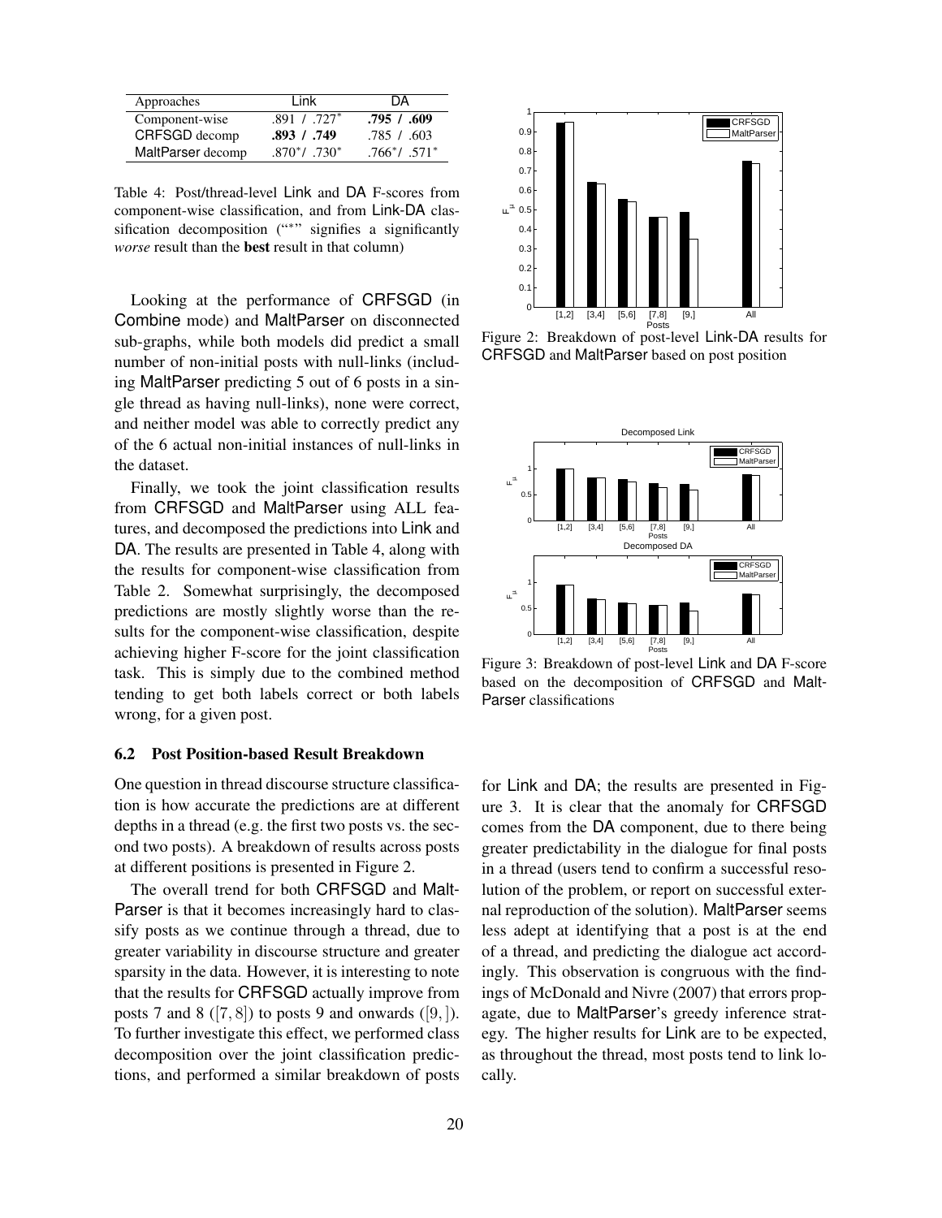| Approaches | Link | DA |
|---|---|---|
| Component-wise | .891 / .727* | **.795 / .609** |
| CRFSGD decomp | **.893 / .749** | .785 / .603 |
| MaltParser decomp | .870*/ .730* | .766*/ .571* |

Table 4: Post/thread-level Link and DA F-scores from component-wise classification, and from Link-DA classification decomposition ("*" signifies a significantly *worse* result than the **best** result in that column)

Looking at the performance of CRFSGD (in Combine mode) and MaltParser on disconnected sub-graphs, while both models did predict a small number of non-initial posts with null-links (including MaltParser predicting 5 out of 6 posts in a single thread as having null-links), none were correct, and neither model was able to correctly predict any of the 6 actual non-initial instances of null-links in the dataset.

Finally, we took the joint classification results from CRFSGD and MaltParser using ALL features, and decomposed the predictions into Link and DA. The results are presented in Table 4, along with the results for component-wise classification from Table 2. Somewhat surprisingly, the decomposed predictions are mostly slightly worse than the results for the component-wise classification, despite achieving higher F-score for the joint classification task. This is simply due to the combined method tending to get both labels correct or both labels wrong, for a given post.

### 6.2 Post Position-based Result Breakdown

One question in thread discourse structure classification is how accurate the predictions are at different depths in a thread (e.g. the first two posts vs. the second two posts). A breakdown of results across posts at different positions is presented in Figure 2.

The overall trend for both CRFSGD and MaltParser is that it becomes increasingly hard to classify posts as we continue through a thread, due to greater variability in discourse structure and greater sparsity in the data. However, it is interesting to note that the results for CRFSGD actually improve from posts 7 and 8 ($[7, 8]$) to posts 9 and onwards ($[9, ]$). To further investigate this effect, we performed class decomposition over the joint classification predictions, and performed a similar breakdown of posts for Link and DA; the results are presented in Figure 3. It is clear that the anomaly for CRFSGD comes from the DA component, due to there being greater predictability in the dialogue for final posts in a thread (users tend to confirm a successful resolution of the problem, or report on successful external reproduction of the solution). MaltParser seems less adept at identifying that a post is at the end of a thread, and predicting the dialogue act accordingly. This observation is congruous with the findings of McDonald and Nivre (2007) that errors propagate, due to MaltParser's greedy inference strategy. The higher results for Link are to be expected, as throughout the thread, most posts tend to link locally.

Figure 2: Breakdown of post-level Link-DA results for CRFSGD and MaltParser based on post position

Figure 3: Breakdown of post-level Link and DA F-score based on the decomposition of CRFSGD and MaltParser classifications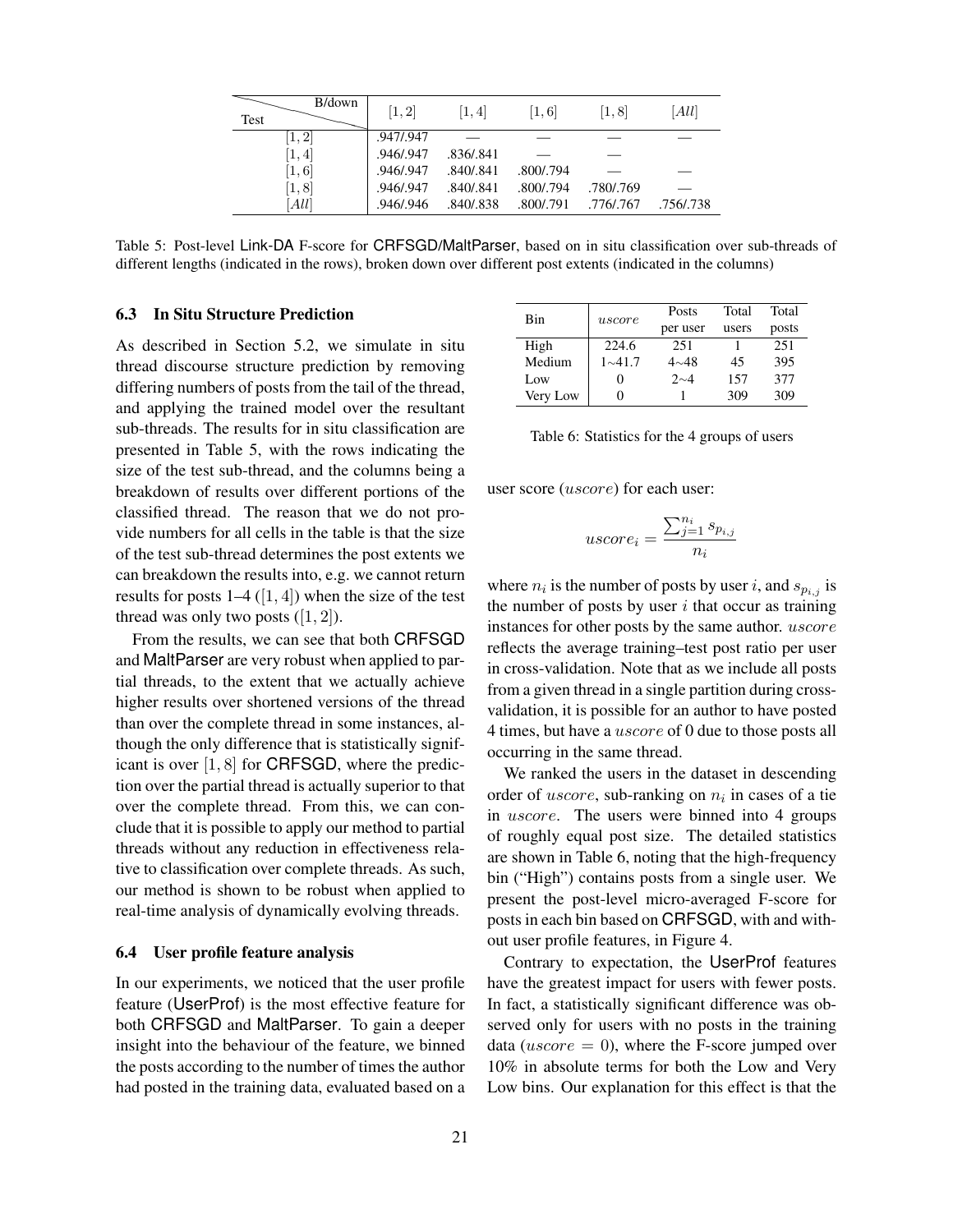| Test \ B/down | $[1,2]$ | $[1,4]$ | $[1,6]$ | $[1,8]$ | $[All]$ |
|---|---|---|---|---|---|
| $[1,2]$ | .947/.947 | — | — | — | — |
| $[1,4]$ | .946/.947 | .836/.841 | — | — | — |
| $[1,6]$ | .946/.947 | .840/.841 | .800/.794 | — | — |
| $[1,8]$ | .946/.947 | .840/.841 | .800/.794 | .780/.769 | — |
| $[All]$ | .946/.946 | .840/.838 | .800/.791 | .776/.767 | .756/.738 |

Table 5: Post-level Link-DA F-score for CRFSGD/MaltParser, based on in situ classification over sub-threads of different lengths (indicated in the rows), broken down over different post extents (indicated in the columns)

### 6.3 In Situ Structure Prediction

As described in Section 5.2, we simulate in situ thread discourse structure prediction by removing differing numbers of posts from the tail of the thread, and applying the trained model over the resultant sub-threads. The results for in situ classification are presented in Table 5, with the rows indicating the size of the test sub-thread, and the columns being a breakdown of results over different portions of the classified thread. The reason that we do not provide numbers for all cells in the table is that the size of the test sub-thread determines the post extents we can breakdown the results into, e.g. we cannot return results for posts 1–4 ($[1,4]$) when the size of the test thread was only two posts ($[1,2]$).

From the results, we can see that both CRFSGD and MaltParser are very robust when applied to partial threads, to the extent that we actually achieve higher results over shortened versions of the thread than over the complete thread in some instances, although the only difference that is statistically significant is over $[1,8]$ for CRFSGD, where the prediction over the partial thread is actually superior to that over the complete thread. From this, we can conclude that it is possible to apply our method to partial threads without any reduction in effectiveness relative to classification over complete threads. As such, our method is shown to be robust when applied to real-time analysis of dynamically evolving threads.

### 6.4 User profile feature analysis

In our experiments, we noticed that the user profile feature (UserProf) is the most effective feature for both CRFSGD and MaltParser. To gain a deeper insight into the behaviour of the feature, we binned the posts according to the number of times the author had posted in the training data, evaluated based on a user score ($uscore$) for each user:

| Bin | $uscore$ | Posts per user | Total users | Total posts |
|---|---|---|---|---|
| High | 224.6 | 251 | 1 | 251 |
| Medium | 1∼41.7 | 4∼48 | 45 | 395 |
| Low | 0 | 2∼4 | 157 | 377 |
| Very Low | 0 | 1 | 309 | 309 |

Table 6: Statistics for the 4 groups of users

$$uscore_i = \frac{\sum_{j=1}^{n_i} s_{p_{i,j}}}{n_i}$$

where $n_i$ is the number of posts by user $i$, and $s_{p_{i,j}}$ is the number of posts by user $i$ that occur as training instances for other posts by the same author. $uscore$ reflects the average training–test post ratio per user in cross-validation. Note that as we include all posts from a given thread in a single partition during cross-validation, it is possible for an author to have posted 4 times, but have a $uscore$ of 0 due to those posts all occurring in the same thread.

We ranked the users in the dataset in descending order of $uscore$, sub-ranking on $n_i$ in cases of a tie in $uscore$. The users were binned into 4 groups of roughly equal post size. The detailed statistics are shown in Table 6, noting that the high-frequency bin ("High") contains posts from a single user. We present the post-level micro-averaged F-score for posts in each bin based on CRFSGD, with and without user profile features, in Figure 4.

Contrary to expectation, the UserProf features have the greatest impact for users with fewer posts. In fact, a statistically significant difference was observed only for users with no posts in the training data ($uscore = 0$), where the F-score jumped over 10% in absolute terms for both the Low and Very Low bins. Our explanation for this effect is that the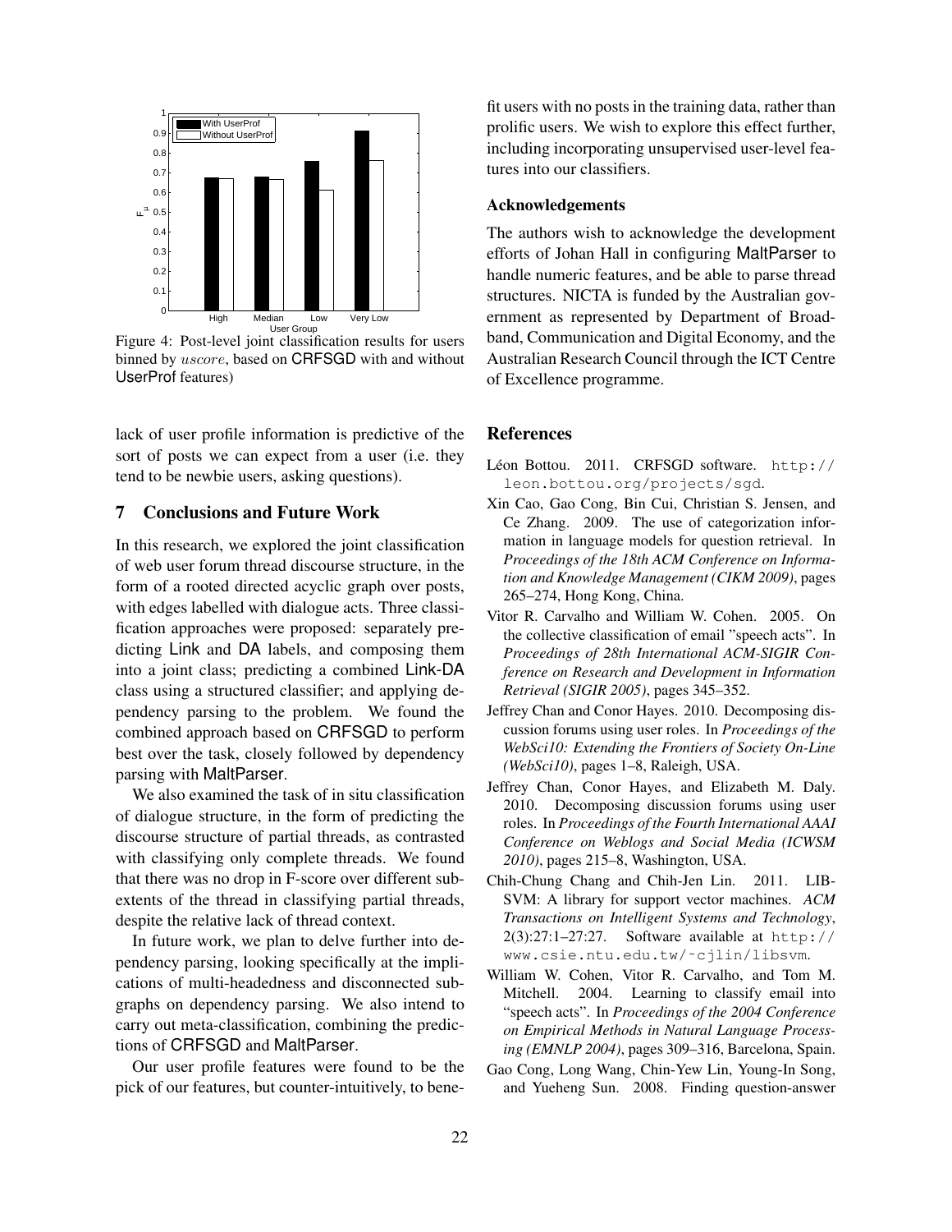Figure 4: Post-level joint classification results for users binned by *uscore*, based on CRFSGD with and without UserProf features)

lack of user profile information is predictive of the sort of posts we can expect from a user (i.e. they tend to be newbie users, asking questions).

## 7 Conclusions and Future Work

In this research, we explored the joint classification of web user forum thread discourse structure, in the form of a rooted directed acyclic graph over posts, with edges labelled with dialogue acts. Three classification approaches were proposed: separately predicting Link and DA labels, and composing them into a joint class; predicting a combined Link-DA class using a structured classifier; and applying dependency parsing to the problem. We found the combined approach based on CRFSGD to perform best over the task, closely followed by dependency parsing with MaltParser.

We also examined the task of in situ classification of dialogue structure, in the form of predicting the discourse structure of partial threads, as contrasted with classifying only complete threads. We found that there was no drop in F-score over different subextents of the thread in classifying partial threads, despite the relative lack of thread context.

In future work, we plan to delve further into dependency parsing, looking specifically at the implications of multi-headedness and disconnected subgraphs on dependency parsing. We also intend to carry out meta-classification, combining the predictions of CRFSGD and MaltParser.

Our user profile features were found to be the pick of our features, but counter-intuitively, to benefit users with no posts in the training data, rather than prolific users. We wish to explore this effect further, including incorporating unsupervised user-level features into our classifiers.

### Acknowledgements

The authors wish to acknowledge the development efforts of Johan Hall in configuring MaltParser to handle numeric features, and be able to parse thread structures. NICTA is funded by the Australian government as represented by Department of Broadband, Communication and Digital Economy, and the Australian Research Council through the ICT Centre of Excellence programme.

## References

Léon Bottou. 2011. CRFSGD software. http://leon.bottou.org/projects/sgd.

Xin Cao, Gao Cong, Bin Cui, Christian S. Jensen, and Ce Zhang. 2009. The use of categorization information in language models for question retrieval. In *Proceedings of the 18th ACM Conference on Information and Knowledge Management (CIKM 2009)*, pages 265–274, Hong Kong, China.

Vitor R. Carvalho and William W. Cohen. 2005. On the collective classification of email "speech acts". In *Proceedings of 28th International ACM-SIGIR Conference on Research and Development in Information Retrieval (SIGIR 2005)*, pages 345–352.

Jeffrey Chan and Conor Hayes. 2010. Decomposing discussion forums using user roles. In *Proceedings of the WebSci10: Extending the Frontiers of Society On-Line (WebSci10)*, pages 1–8, Raleigh, USA.

Jeffrey Chan, Conor Hayes, and Elizabeth M. Daly. 2010. Decomposing discussion forums using user roles. In *Proceedings of the Fourth International AAAI Conference on Weblogs and Social Media (ICWSM 2010)*, pages 215–8, Washington, USA.

Chih-Chung Chang and Chih-Jen Lin. 2011. LIBSVM: A library for support vector machines. *ACM Transactions on Intelligent Systems and Technology*, 2(3):27:1–27:27. Software available at http://www.csie.ntu.edu.tw/~cjlin/libsvm.

William W. Cohen, Vitor R. Carvalho, and Tom M. Mitchell. 2004. Learning to classify email into "speech acts". In *Proceedings of the 2004 Conference on Empirical Methods in Natural Language Processing (EMNLP 2004)*, pages 309–316, Barcelona, Spain.

Gao Cong, Long Wang, Chin-Yew Lin, Young-In Song, and Yueheng Sun. 2008. Finding question-answer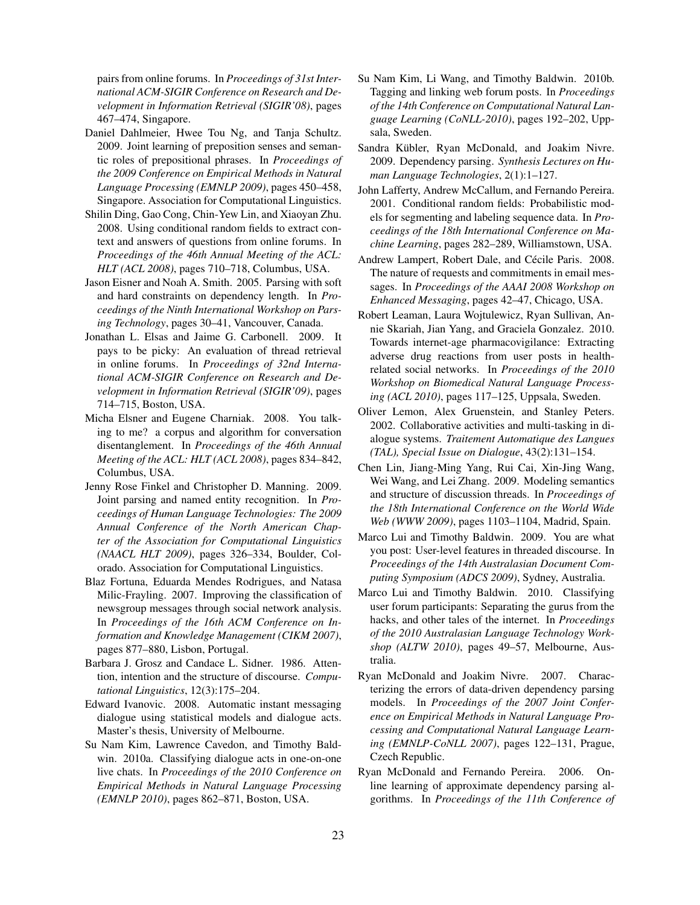pairs from online forums. In *Proceedings of 31st International ACM-SIGIR Conference on Research and Development in Information Retrieval (SIGIR'08)*, pages 467–474, Singapore.

Daniel Dahlmeier, Hwee Tou Ng, and Tanja Schultz. 2009. Joint learning of preposition senses and semantic roles of prepositional phrases. In *Proceedings of the 2009 Conference on Empirical Methods in Natural Language Processing (EMNLP 2009)*, pages 450–458, Singapore. Association for Computational Linguistics.

Shilin Ding, Gao Cong, Chin-Yew Lin, and Xiaoyan Zhu. 2008. Using conditional random fields to extract context and answers of questions from online forums. In *Proceedings of the 46th Annual Meeting of the ACL: HLT (ACL 2008)*, pages 710–718, Columbus, USA.

Jason Eisner and Noah A. Smith. 2005. Parsing with soft and hard constraints on dependency length. In *Proceedings of the Ninth International Workshop on Parsing Technology*, pages 30–41, Vancouver, Canada.

Jonathan L. Elsas and Jaime G. Carbonell. 2009. It pays to be picky: An evaluation of thread retrieval in online forums. In *Proceedings of 32nd International ACM-SIGIR Conference on Research and Development in Information Retrieval (SIGIR'09)*, pages 714–715, Boston, USA.

Micha Elsner and Eugene Charniak. 2008. You talking to me? a corpus and algorithm for conversation disentanglement. In *Proceedings of the 46th Annual Meeting of the ACL: HLT (ACL 2008)*, pages 834–842, Columbus, USA.

Jenny Rose Finkel and Christopher D. Manning. 2009. Joint parsing and named entity recognition. In *Proceedings of Human Language Technologies: The 2009 Annual Conference of the North American Chapter of the Association for Computational Linguistics (NAACL HLT 2009)*, pages 326–334, Boulder, Colorado. Association for Computational Linguistics.

Blaz Fortuna, Eduarda Mendes Rodrigues, and Natasa Milic-Frayling. 2007. Improving the classification of newsgroup messages through social network analysis. In *Proceedings of the 16th ACM Conference on Information and Knowledge Management (CIKM 2007)*, pages 877–880, Lisbon, Portugal.

Barbara J. Grosz and Candace L. Sidner. 1986. Attention, intention and the structure of discourse. *Computational Linguistics*, 12(3):175–204.

Edward Ivanovic. 2008. Automatic instant messaging dialogue using statistical models and dialogue acts. Master's thesis, University of Melbourne.

Su Nam Kim, Lawrence Cavedon, and Timothy Baldwin. 2010a. Classifying dialogue acts in one-on-one live chats. In *Proceedings of the 2010 Conference on Empirical Methods in Natural Language Processing (EMNLP 2010)*, pages 862–871, Boston, USA.

Su Nam Kim, Li Wang, and Timothy Baldwin. 2010b. Tagging and linking web forum posts. In *Proceedings of the 14th Conference on Computational Natural Language Learning (CoNLL-2010)*, pages 192–202, Uppsala, Sweden.

Sandra Kübler, Ryan McDonald, and Joakim Nivre. 2009. Dependency parsing. *Synthesis Lectures on Human Language Technologies*, 2(1):1–127.

John Lafferty, Andrew McCallum, and Fernando Pereira. 2001. Conditional random fields: Probabilistic models for segmenting and labeling sequence data. In *Proceedings of the 18th International Conference on Machine Learning*, pages 282–289, Williamstown, USA.

Andrew Lampert, Robert Dale, and Cécile Paris. 2008. The nature of requests and commitments in email messages. In *Proceedings of the AAAI 2008 Workshop on Enhanced Messaging*, pages 42–47, Chicago, USA.

Robert Leaman, Laura Wojtulewicz, Ryan Sullivan, Annie Skariah, Jian Yang, and Graciela Gonzalez. 2010. Towards internet-age pharmacovigilance: Extracting adverse drug reactions from user posts in health-related social networks. In *Proceedings of the 2010 Workshop on Biomedical Natural Language Processing (ACL 2010)*, pages 117–125, Uppsala, Sweden.

Oliver Lemon, Alex Gruenstein, and Stanley Peters. 2002. Collaborative activities and multi-tasking in dialogue systems. *Traitement Automatique des Langues (TAL), Special Issue on Dialogue*, 43(2):131–154.

Chen Lin, Jiang-Ming Yang, Rui Cai, Xin-Jing Wang, Wei Wang, and Lei Zhang. 2009. Modeling semantics and structure of discussion threads. In *Proceedings of the 18th International Conference on the World Wide Web (WWW 2009)*, pages 1103–1104, Madrid, Spain.

Marco Lui and Timothy Baldwin. 2009. You are what you post: User-level features in threaded discourse. In *Proceedings of the 14th Australasian Document Computing Symposium (ADCS 2009)*, Sydney, Australia.

Marco Lui and Timothy Baldwin. 2010. Classifying user forum participants: Separating the gurus from the hacks, and other tales of the internet. In *Proceedings of the 2010 Australasian Language Technology Workshop (ALTW 2010)*, pages 49–57, Melbourne, Australia.

Ryan McDonald and Joakim Nivre. 2007. Characterizing the errors of data-driven dependency parsing models. In *Proceedings of the 2007 Joint Conference on Empirical Methods in Natural Language Processing and Computational Natural Language Learning (EMNLP-CoNLL 2007)*, pages 122–131, Prague, Czech Republic.

Ryan McDonald and Fernando Pereira. 2006. Online learning of approximate dependency parsing algorithms. In *Proceedings of the 11th Conference of*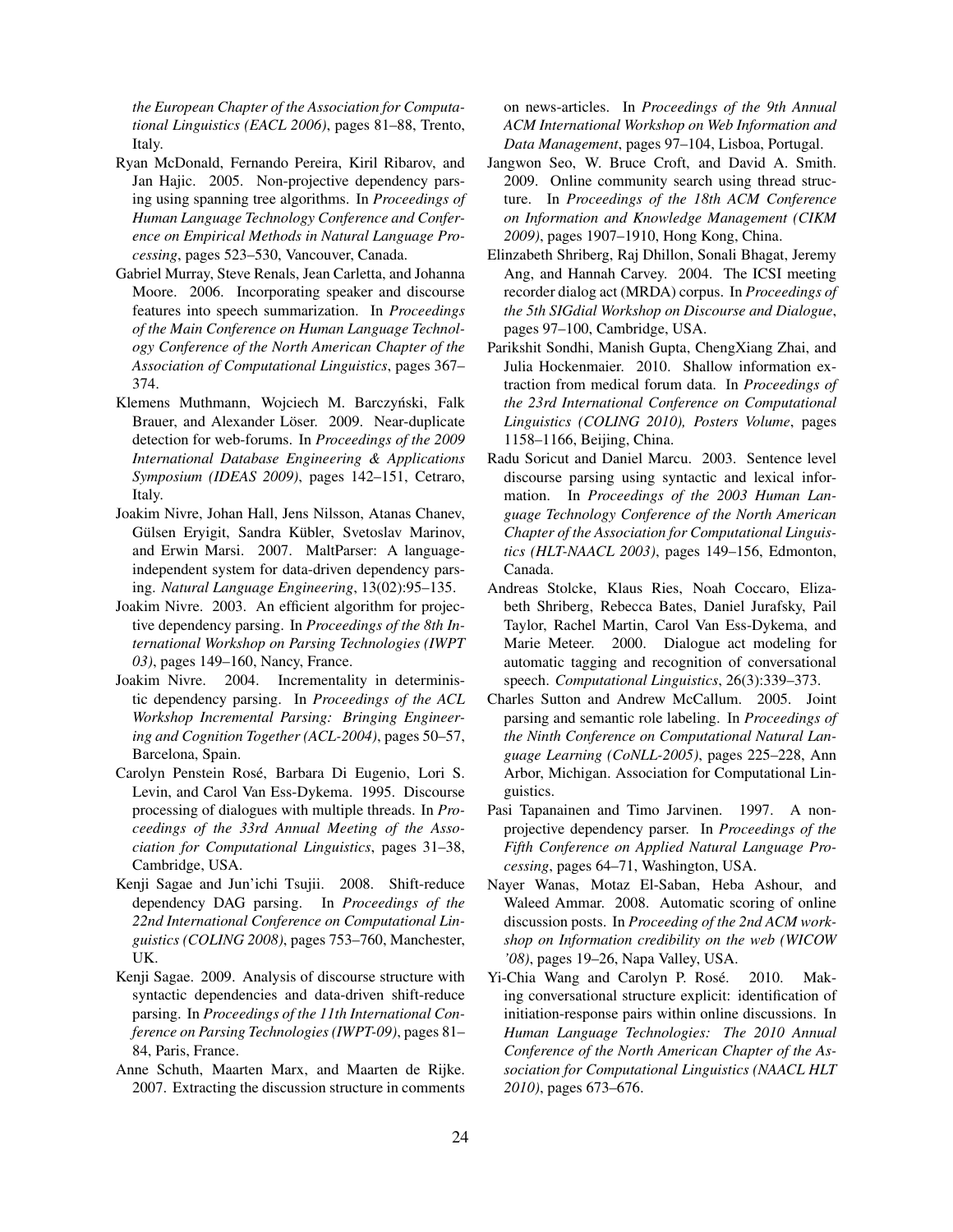*the European Chapter of the Association for Computational Linguistics (EACL 2006)*, pages 81–88, Trento, Italy.

Ryan McDonald, Fernando Pereira, Kiril Ribarov, and Jan Hajic. 2005. Non-projective dependency parsing using spanning tree algorithms. In *Proceedings of Human Language Technology Conference and Conference on Empirical Methods in Natural Language Processing*, pages 523–530, Vancouver, Canada.

Gabriel Murray, Steve Renals, Jean Carletta, and Johanna Moore. 2006. Incorporating speaker and discourse features into speech summarization. In *Proceedings of the Main Conference on Human Language Technology Conference of the North American Chapter of the Association of Computational Linguistics*, pages 367–374.

Klemens Muthmann, Wojciech M. Barczyński, Falk Brauer, and Alexander Löser. 2009. Near-duplicate detection for web-forums. In *Proceedings of the 2009 International Database Engineering & Applications Symposium (IDEAS 2009)*, pages 142–151, Cetraro, Italy.

Joakim Nivre, Johan Hall, Jens Nilsson, Atanas Chanev, Gülsen Eryigit, Sandra Kübler, Svetoslav Marinov, and Erwin Marsi. 2007. MaltParser: A language-independent system for data-driven dependency parsing. *Natural Language Engineering*, 13(02):95–135.

Joakim Nivre. 2003. An efficient algorithm for projective dependency parsing. In *Proceedings of the 8th International Workshop on Parsing Technologies (IWPT 03)*, pages 149–160, Nancy, France.

Joakim Nivre. 2004. Incrementality in deterministic dependency parsing. In *Proceedings of the ACL Workshop Incremental Parsing: Bringing Engineering and Cognition Together (ACL-2004)*, pages 50–57, Barcelona, Spain.

Carolyn Penstein Rosé, Barbara Di Eugenio, Lori S. Levin, and Carol Van Ess-Dykema. 1995. Discourse processing of dialogues with multiple threads. In *Proceedings of the 33rd Annual Meeting of the Association for Computational Linguistics*, pages 31–38, Cambridge, USA.

Kenji Sagae and Jun'ichi Tsujii. 2008. Shift-reduce dependency DAG parsing. In *Proceedings of the 22nd International Conference on Computational Linguistics (COLING 2008)*, pages 753–760, Manchester, UK.

Kenji Sagae. 2009. Analysis of discourse structure with syntactic dependencies and data-driven shift-reduce parsing. In *Proceedings of the 11th International Conference on Parsing Technologies (IWPT-09)*, pages 81–84, Paris, France.

Anne Schuth, Maarten Marx, and Maarten de Rijke. 2007. Extracting the discussion structure in comments on news-articles. In *Proceedings of the 9th Annual ACM International Workshop on Web Information and Data Management*, pages 97–104, Lisboa, Portugal.

Jangwon Seo, W. Bruce Croft, and David A. Smith. 2009. Online community search using thread structure. In *Proceedings of the 18th ACM Conference on Information and Knowledge Management (CIKM 2009)*, pages 1907–1910, Hong Kong, China.

Elinzabeth Shriberg, Raj Dhillon, Sonali Bhagat, Jeremy Ang, and Hannah Carvey. 2004. The ICSI meeting recorder dialog act (MRDA) corpus. In *Proceedings of the 5th SIGdial Workshop on Discourse and Dialogue*, pages 97–100, Cambridge, USA.

Parikshit Sondhi, Manish Gupta, ChengXiang Zhai, and Julia Hockenmaier. 2010. Shallow information extraction from medical forum data. In *Proceedings of the 23rd International Conference on Computational Linguistics (COLING 2010), Posters Volume*, pages 1158–1166, Beijing, China.

Radu Soricut and Daniel Marcu. 2003. Sentence level discourse parsing using syntactic and lexical information. In *Proceedings of the 2003 Human Language Technology Conference of the North American Chapter of the Association for Computational Linguistics (HLT-NAACL 2003)*, pages 149–156, Edmonton, Canada.

Andreas Stolcke, Klaus Ries, Noah Coccaro, Elizabeth Shriberg, Rebecca Bates, Daniel Jurafsky, Pail Taylor, Rachel Martin, Carol Van Ess-Dykema, and Marie Meteer. 2000. Dialogue act modeling for automatic tagging and recognition of conversational speech. *Computational Linguistics*, 26(3):339–373.

Charles Sutton and Andrew McCallum. 2005. Joint parsing and semantic role labeling. In *Proceedings of the Ninth Conference on Computational Natural Language Learning (CoNLL-2005)*, pages 225–228, Ann Arbor, Michigan. Association for Computational Linguistics.

Pasi Tapanainen and Timo Jarvinen. 1997. A non-projective dependency parser. In *Proceedings of the Fifth Conference on Applied Natural Language Processing*, pages 64–71, Washington, USA.

Nayer Wanas, Motaz El-Saban, Heba Ashour, and Waleed Ammar. 2008. Automatic scoring of online discussion posts. In *Proceeding of the 2nd ACM workshop on Information credibility on the web (WICOW '08)*, pages 19–26, Napa Valley, USA.

Yi-Chia Wang and Carolyn P. Rosé. 2010. Making conversational structure explicit: identification of initiation-response pairs within online discussions. In *Human Language Technologies: The 2010 Annual Conference of the North American Chapter of the Association for Computational Linguistics (NAACL HLT 2010)*, pages 673–676.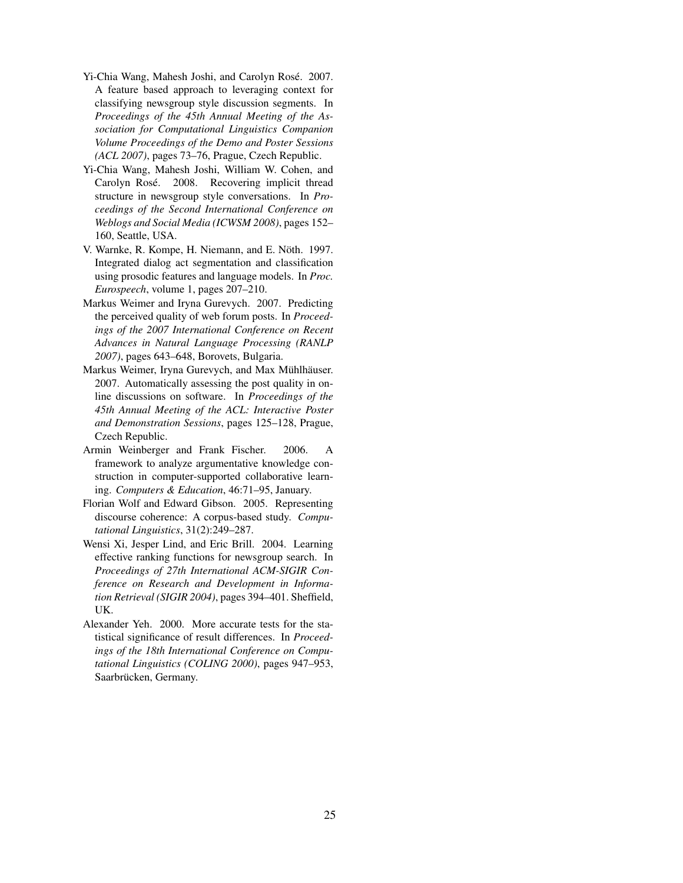Yi-Chia Wang, Mahesh Joshi, and Carolyn Rosé. 2007. A feature based approach to leveraging context for classifying newsgroup style discussion segments. In *Proceedings of the 45th Annual Meeting of the Association for Computational Linguistics Companion Volume Proceedings of the Demo and Poster Sessions (ACL 2007)*, pages 73–76, Prague, Czech Republic.

Yi-Chia Wang, Mahesh Joshi, William W. Cohen, and Carolyn Rosé. 2008. Recovering implicit thread structure in newsgroup style conversations. In *Proceedings of the Second International Conference on Weblogs and Social Media (ICWSM 2008)*, pages 152–160, Seattle, USA.

V. Warnke, R. Kompe, H. Niemann, and E. Nöth. 1997. Integrated dialog act segmentation and classification using prosodic features and language models. In *Proc. Eurospeech*, volume 1, pages 207–210.

Markus Weimer and Iryna Gurevych. 2007. Predicting the perceived quality of web forum posts. In *Proceedings of the 2007 International Conference on Recent Advances in Natural Language Processing (RANLP 2007)*, pages 643–648, Borovets, Bulgaria.

Markus Weimer, Iryna Gurevych, and Max Mühlhäuser. 2007. Automatically assessing the post quality in online discussions on software. In *Proceedings of the 45th Annual Meeting of the ACL: Interactive Poster and Demonstration Sessions*, pages 125–128, Prague, Czech Republic.

Armin Weinberger and Frank Fischer. 2006. A framework to analyze argumentative knowledge construction in computer-supported collaborative learning. *Computers & Education*, 46:71–95, January.

Florian Wolf and Edward Gibson. 2005. Representing discourse coherence: A corpus-based study. *Computational Linguistics*, 31(2):249–287.

Wensi Xi, Jesper Lind, and Eric Brill. 2004. Learning effective ranking functions for newsgroup search. In *Proceedings of 27th International ACM-SIGIR Conference on Research and Development in Information Retrieval (SIGIR 2004)*, pages 394–401. Sheffield, UK.

Alexander Yeh. 2000. More accurate tests for the statistical significance of result differences. In *Proceedings of the 18th International Conference on Computational Linguistics (COLING 2000)*, pages 947–953, Saarbrücken, Germany.